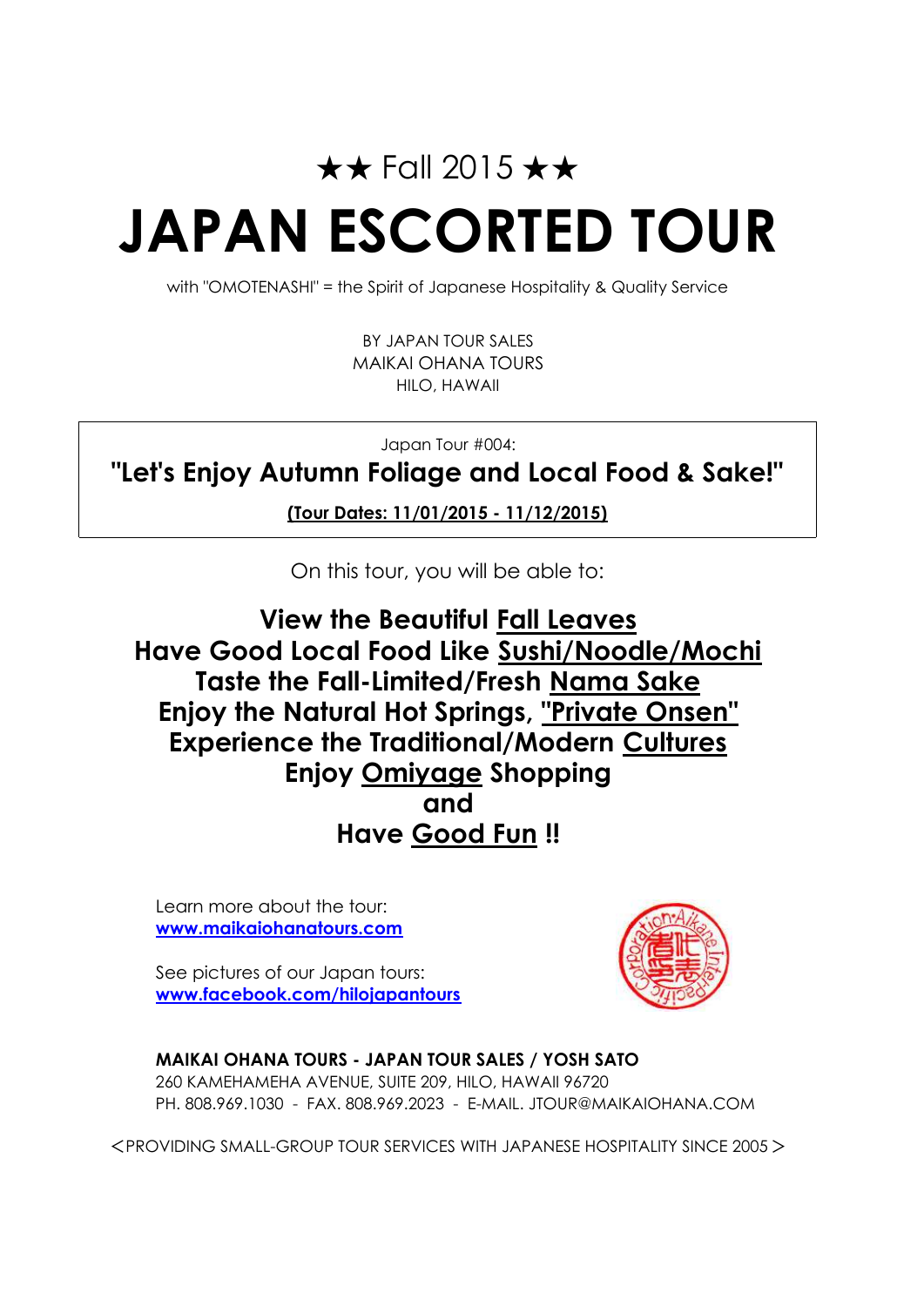★★ Fall 2015 ★★

# JAPAN ESCORTED TOUR

with "OMOTENASHI" = the Spirit of Japanese Hospitality & Quality Service

BY JAPAN TOUR SALES
MAIKAI OHANA TOURS
HILO, HAWAII

Japan Tour #004:

## "Let's Enjoy Autumn Foliage and Local Food & Sake!"

**(Tour Dates: 11/01/2015 - 11/12/2015)**

On this tour, you will be able to:

**View the Beautiful Fall Leaves**
**Have Good Local Food Like Sushi/Noodle/Mochi**
**Taste the Fall-Limited/Fresh Nama Sake**
**Enjoy the Natural Hot Springs, "Private Onsen"**
**Experience the Traditional/Modern Cultures**
**Enjoy Omiyage Shopping**
**and**
**Have Good Fun !!**

Learn more about the tour:
**www.maikaiohanatours.com**

See pictures of our Japan tours:
**www.facebook.com/hilojapantours**

**MAIKAI OHANA TOURS - JAPAN TOUR SALES / YOSH SATO**
260 KAMEHAMEHA AVENUE, SUITE 209, HILO, HAWAII 96720
PH. 808.969.1030 - FAX. 808.969.2023 - E-MAIL. JTOUR@MAIKAIOHANA.COM

＜PROVIDING SMALL-GROUP TOUR SERVICES WITH JAPANESE HOSPITALITY SINCE 2005＞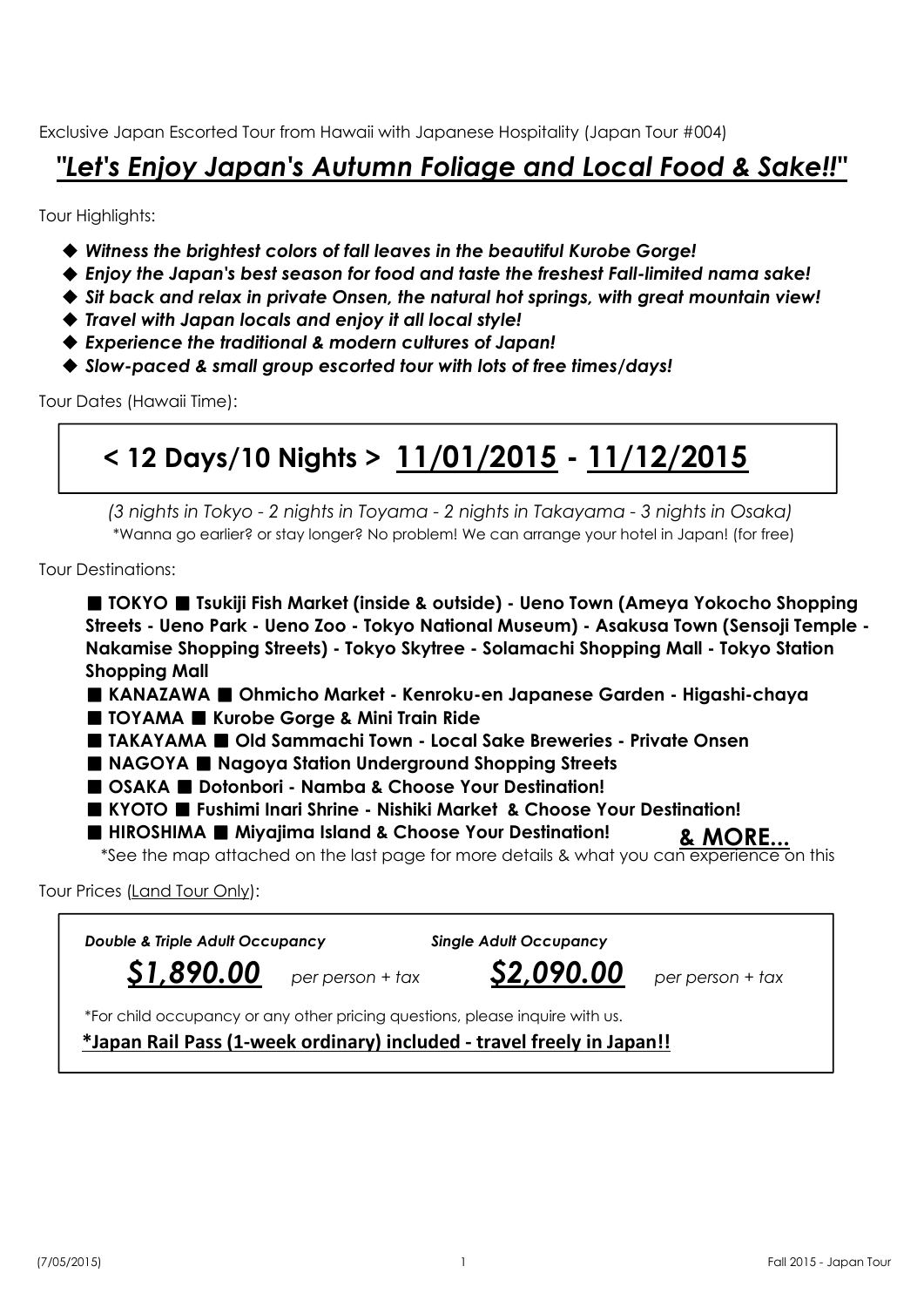Exclusive Japan Escorted Tour from Hawaii with Japanese Hospitality (Japan Tour #004)

# *"Let's Enjoy Japan's Autumn Foliage and Local Food & Sake!!"*

Tour Highlights:

- ***Witness the brightest colors of fall leaves in the beautiful Kurobe Gorge!***
- ***Enjoy the Japan's best season for food and taste the freshest Fall-limited nama sake!***
- ***Sit back and relax in private Onsen, the natural hot springs, with great mountain view!***
- ***Travel with Japan locals and enjoy it all local style!***
- ***Experience the traditional & modern cultures of Japan!***
- ***Slow-paced & small group escorted tour with lots of free times/days!***

Tour Dates (Hawaii Time):

## < 12 Days/10 Nights > 11/01/2015 - 11/12/2015

*(3 nights in Tokyo - 2 nights in Toyama - 2 nights in Takayama - 3 nights in Osaka)*

*Wanna go earlier? or stay longer? No problem! We can arrange your hotel in Japan! (for free)

Tour Destinations:

**■ TOKYO ■ Tsukiji Fish Market (inside & outside) - Ueno Town (Ameya Yokocho Shopping Streets - Ueno Park - Ueno Zoo - Tokyo National Museum) - Asakusa Town (Sensoji Temple - Nakamise Shopping Streets) - Tokyo Skytree - Solamachi Shopping Mall - Tokyo Station Shopping Mall**

**■ KANAZAWA ■ Ohmicho Market - Kenroku-en Japanese Garden - Higashi-chaya**

**■ TOYAMA ■ Kurobe Gorge & Mini Train Ride**

**■ TAKAYAMA ■ Old Sammachi Town - Local Sake Breweries - Private Onsen**

**■ NAGOYA ■ Nagoya Station Underground Shopping Streets**

**■ OSAKA ■ Dotonbori - Namba & Choose Your Destination!**

**■ KYOTO ■ Fushimi Inari Shrine - Nishiki Market & Choose Your Destination!**

**■ HIROSHIMA ■ Miyajima Island & Choose Your Destination!**

**& MORE...**

*See the map attached on the last page for more details & what you can experience on this

Tour Prices (Land Tour Only):

| *Double & Triple Adult Occupancy* | | *Single Adult Occupancy* | |
|---|---|---|---|
| ***$1,890.00*** | *per person + tax* | ***$2,090.00*** | *per person + tax* |

*For child occupancy or any other pricing questions, please inquire with us.

**\*Japan Rail Pass (1-week ordinary) included - travel freely in Japan!!**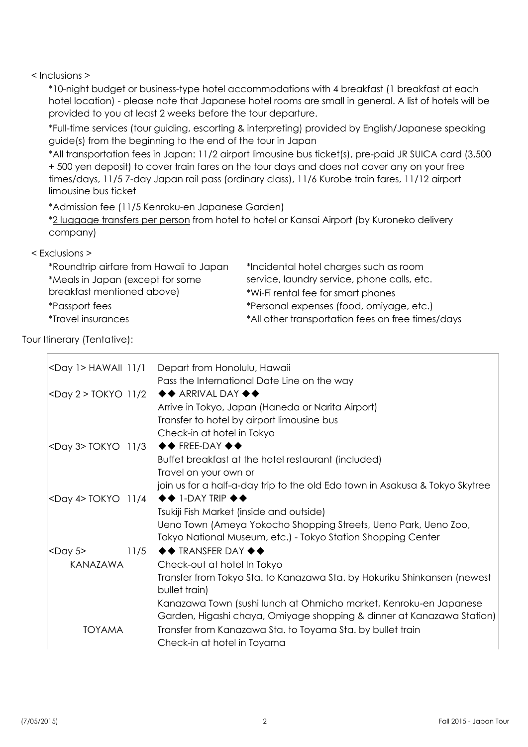< Inclusions >

*10-night budget or business-type hotel accommodations with 4 breakfast (1 breakfast at each hotel location) - please note that Japanese hotel rooms are small in general. A list of hotels will be provided to you at least 2 weeks before the tour departure.

*Full-time services (tour guiding, escorting & interpreting) provided by English/Japanese speaking guide(s) from the beginning to the end of the tour in Japan

*All transportation fees in Japan: 11/2 airport limousine bus ticket(s), pre-paid JR SUICA card (3,500 + 500 yen deposit) to cover train fares on the tour days and does not cover any on your free times/days, 11/5 7-day Japan rail pass (ordinary class), 11/6 Kurobe train fares, 11/12 airport limousine bus ticket

*Admission fee (11/5 Kenroku-en Japanese Garden)

*<u>2 luggage transfers per person</u> from hotel to hotel or Kansai Airport (by Kuroneko delivery company)

< Exclusions >

*Roundtrip airfare from Hawaii to Japan
*Meals in Japan (except for some breakfast mentioned above)
*Passport fees
*Travel insurances
*Incidental hotel charges such as room service, laundry service, phone calls, etc.
*Wi-Fi rental fee for smart phones
*Personal expenses (food, omiyage, etc.)
*All other transportation fees on free times/days

Tour Itinerary (Tentative):

| | |
|---|---|
| <Day 1> HAWAII 11/1 | Depart from Honolulu, Hawaii<br>Pass the International Date Line on the way |
| <Day 2 > TOKYO 11/2 | ◆◆ ARRIVAL DAY ◆◆<br>Arrive in Tokyo, Japan (Haneda or Narita Airport)<br>Transfer to hotel by airport limousine bus<br>Check-in at hotel in Tokyo |
| <Day 3> TOKYO 11/3 | ◆◆ FREE-DAY ◆◆<br>Buffet breakfast at the hotel restaurant (included)<br>Travel on your own or<br>join us for a half-a-day trip to the old Edo town in Asakusa & Tokyo Skytree |
| <Day 4> TOKYO 11/4 | ◆◆ 1-DAY TRIP ◆◆<br>Tsukiji Fish Market (inside and outside)<br>Ueno Town (Ameya Yokocho Shopping Streets, Ueno Park, Ueno Zoo, Tokyo National Museum, etc.) - Tokyo Station Shopping Center |
| <Day 5> 11/5<br>KANAZAWA | ◆◆ TRANSFER DAY ◆◆<br>Check-out at hotel In Tokyo<br>Transfer from Tokyo Sta. to Kanazawa Sta. by Hokuriku Shinkansen (newest bullet train)<br>Kanazawa Town (sushi lunch at Ohmicho market, Kenroku-en Japanese Garden, Higashi chaya, Omiyage shopping & dinner at Kanazawa Station) |
| TOYAMA | Transfer from Kanazawa Sta. to Toyama Sta. by bullet train<br>Check-in at hotel in Toyama |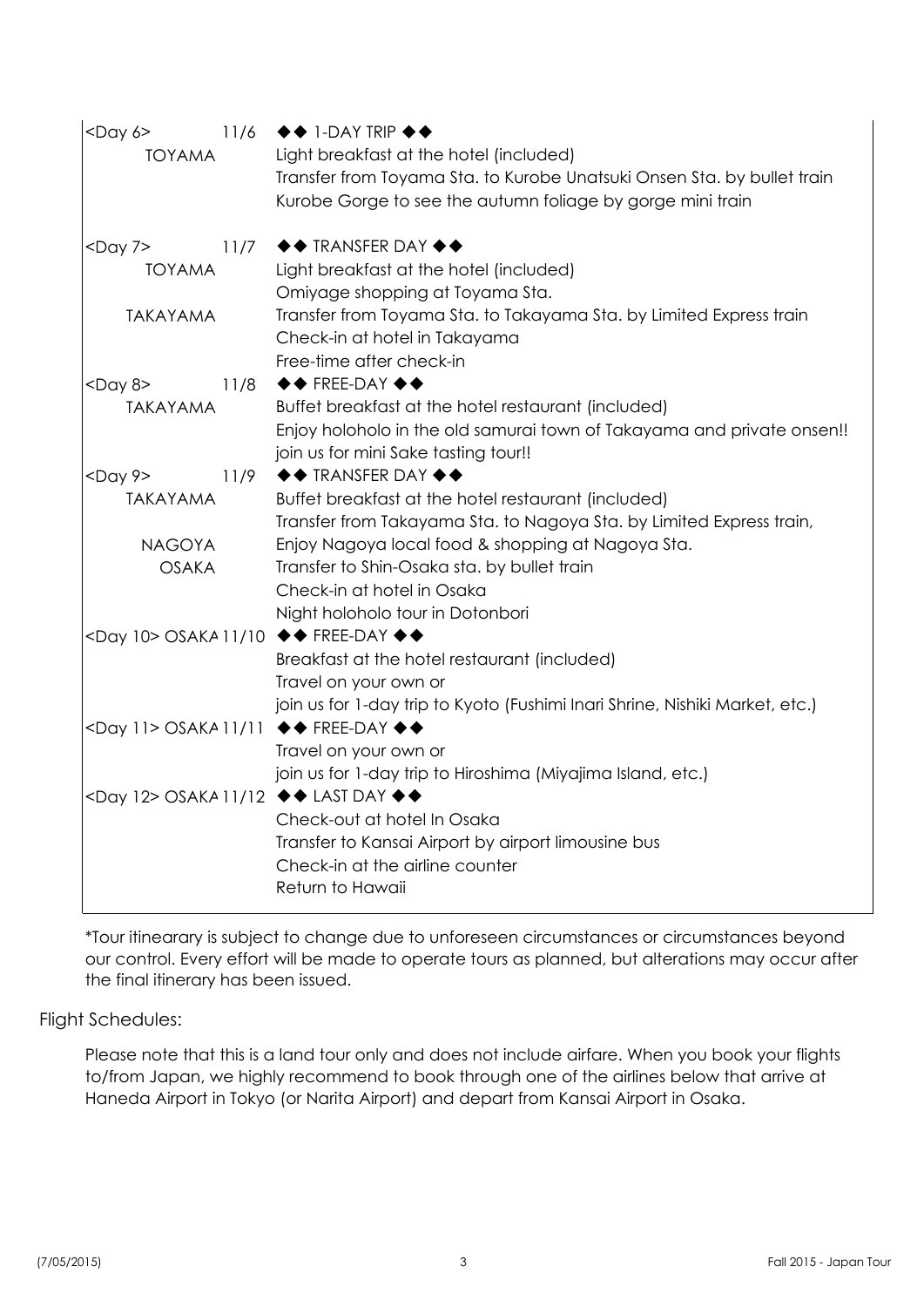| | | |
|---|---|---|
| <Day 6> TOYAMA | 11/6 | ◆◆ 1-DAY TRIP ◆◆<br>Light breakfast at the hotel (included)<br>Transfer from Toyama Sta. to Kurobe Unatsuki Onsen Sta. by bullet train<br>Kurobe Gorge to see the autumn foliage by gorge mini train |
| <Day 7> TOYAMA<br><br>TAKAYAMA | 11/7 | ◆◆ TRANSFER DAY ◆◆<br>Light breakfast at the hotel (included)<br>Omiyage shopping at Toyama Sta.<br>Transfer from Toyama Sta. to Takayama Sta. by Limited Express train<br>Check-in at hotel in Takayama<br>Free-time after check-in |
| <Day 8> TAKAYAMA | 11/8 | ◆◆ FREE-DAY ◆◆<br>Buffet breakfast at the hotel restaurant (included)<br>Enjoy holoholo in the old samurai town of Takayama and private onsen!!<br>join us for mini Sake tasting tour!! |
| <Day 9> TAKAYAMA<br><br>NAGOYA<br>OSAKA | 11/9 | ◆◆ TRANSFER DAY ◆◆<br>Buffet breakfast at the hotel restaurant (included)<br>Transfer from Takayama Sta. to Nagoya Sta. by Limited Express train,<br>Enjoy Nagoya local food & shopping at Nagoya Sta.<br>Transfer to Shin-Osaka sta. by bullet train<br>Check-in at hotel in Osaka<br>Night holoholo tour in Dotonbori |
| <Day 10> OSAKA | 11/10 | ◆◆ FREE-DAY ◆◆<br>Breakfast at the hotel restaurant (included)<br>Travel on your own or<br>join us for 1-day trip to Kyoto (Fushimi Inari Shrine, Nishiki Market, etc.) |
| <Day 11> OSAKA | 11/11 | ◆◆ FREE-DAY ◆◆<br>Travel on your own or<br>join us for 1-day trip to Hiroshima (Miyajima Island, etc.) |
| <Day 12> OSAKA | 11/12 | ◆◆ LAST DAY ◆◆<br>Check-out at hotel In Osaka<br>Transfer to Kansai Airport by airport limousine bus<br>Check-in at the airline counter<br>Return to Hawaii |

*Tour itinearary is subject to change due to unforeseen circumstances or circumstances beyond our control. Every effort will be made to operate tours as planned, but alterations may occur after the final itinerary has been issued.

Flight Schedules:

Please note that this is a land tour only and does not include airfare. When you book your flights to/from Japan, we highly recommend to book through one of the airlines below that arrive at Haneda Airport in Tokyo (or Narita Airport) and depart from Kansai Airport in Osaka.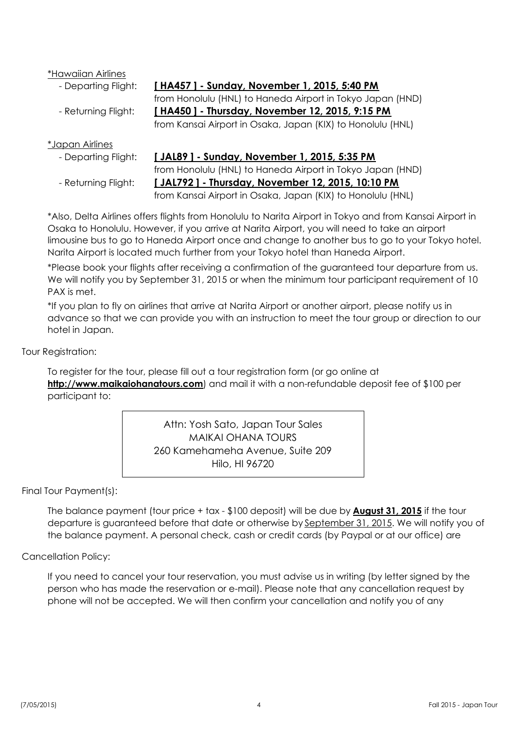*Hawaiian Airlines

- Departing Flight: **[ HA457 ] - Sunday, November 1, 2015, 5:40 PM**
  from Honolulu (HNL) to Haneda Airport in Tokyo Japan (HND)
- Returning Flight: **[ HA450 ] - Thursday, November 12, 2015, 9:15 PM**
  from Kansai Airport in Osaka, Japan (KIX) to Honolulu (HNL)

*Japan Airlines

- Departing Flight: **[ JAL89 ] - Sunday, November 1, 2015, 5:35 PM**
  from Honolulu (HNL) to Haneda Airport in Tokyo Japan (HND)
- Returning Flight: **[ JAL792 ] - Thursday, November 12, 2015, 10:10 PM**
  from Kansai Airport in Osaka, Japan (KIX) to Honolulu (HNL)

*Also, Delta Airlines offers flights from Honolulu to Narita Airport in Tokyo and from Kansai Airport in Osaka to Honolulu. However, if you arrive at Narita Airport, you will need to take an airport limousine bus to go to Haneda Airport once and change to another bus to go to your Tokyo hotel. Narita Airport is located much further from your Tokyo hotel than Haneda Airport.

*Please book your flights after receiving a confirmation of the guaranteed tour departure from us. We will notify you by September 31, 2015 or when the minimum tour participant requirement of 10 PAX is met.

*If you plan to fly on airlines that arrive at Narita Airport or another airport, please notify us in advance so that we can provide you with an instruction to meet the tour group or direction to our hotel in Japan.

Tour Registration:

To register for the tour, please fill out a tour registration form (or go online at **http://www.maikaiohanatours.com**) and mail it with a non-refundable deposit fee of $100 per participant to:

> Attn: Yosh Sato, Japan Tour Sales
> MAIKAI OHANA TOURS
> 260 Kamehameha Avenue, Suite 209
> Hilo, HI 96720

Final Tour Payment(s):

The balance payment (tour price + tax - $100 deposit) will be due by **August 31, 2015** if the tour departure is guaranteed before that date or otherwise by September 31, 2015. We will notify you of the balance payment. A personal check, cash or credit cards (by Paypal or at our office) are

Cancellation Policy:

If you need to cancel your tour reservation, you must advise us in writing (by letter signed by the person who has made the reservation or e-mail). Please note that any cancellation request by phone will not be accepted. We will then confirm your cancellation and notify you of any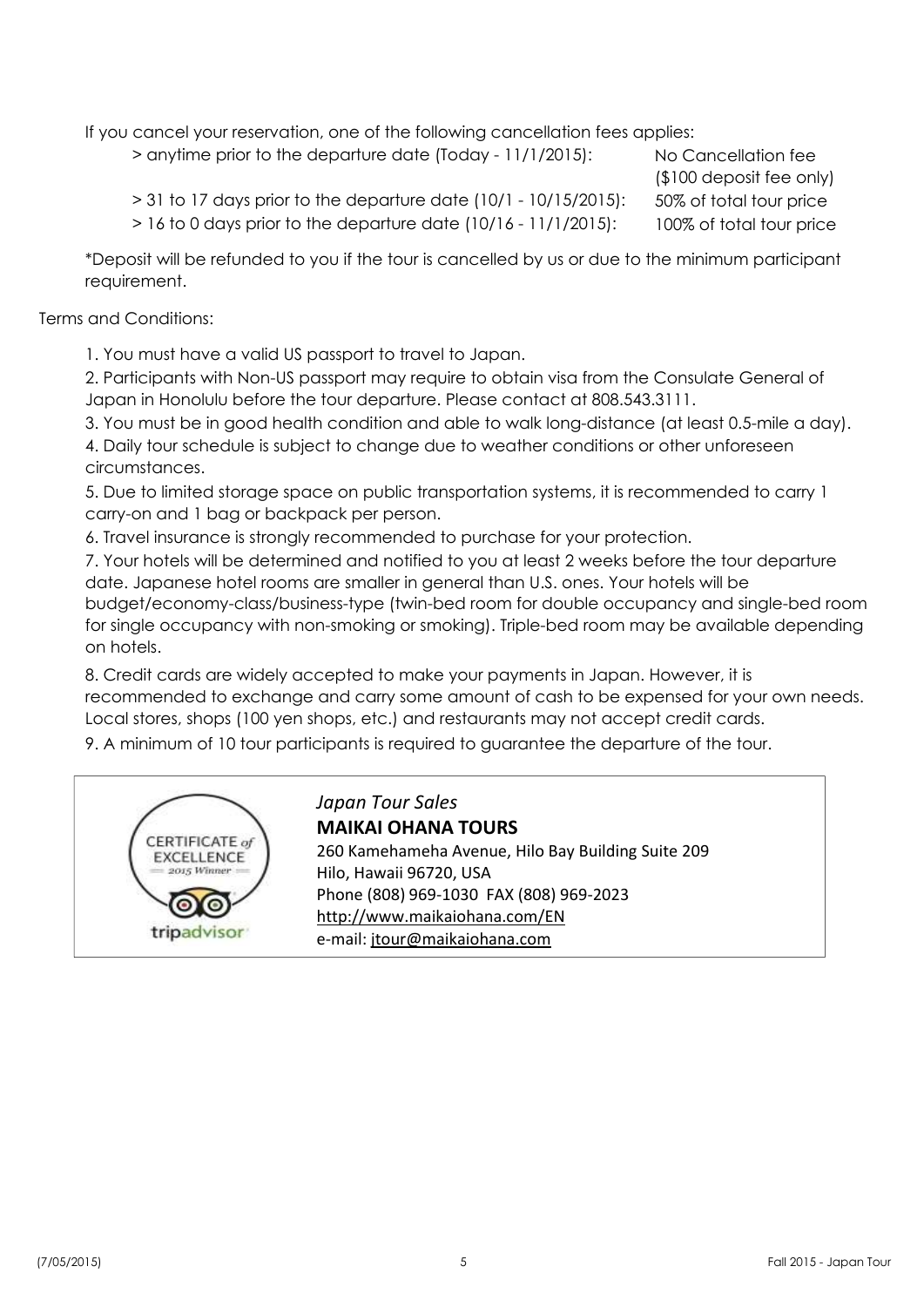If you cancel your reservation, one of the following cancellation fees applies:

| | |
|---|---|
| > anytime prior to the departure date (Today - 11/1/2015): | No Cancellation fee ($100 deposit fee only) |
| > 31 to 17 days prior to the departure date (10/1 - 10/15/2015): | 50% of total tour price |
| > 16 to 0 days prior to the departure date (10/16 - 11/1/2015): | 100% of total tour price |

*Deposit will be refunded to you if the tour is cancelled by us or due to the minimum participant requirement.

Terms and Conditions:

1. You must have a valid US passport to travel to Japan.
2. Participants with Non-US passport may require to obtain visa from the Consulate General of Japan in Honolulu before the tour departure. Please contact at 808.543.3111.
3. You must be in good health condition and able to walk long-distance (at least 0.5-mile a day).
4. Daily tour schedule is subject to change due to weather conditions or other unforeseen circumstances.
5. Due to limited storage space on public transportation systems, it is recommended to carry 1 carry-on and 1 bag or backpack per person.
6. Travel insurance is strongly recommended to purchase for your protection.
7. Your hotels will be determined and notified to you at least 2 weeks before the tour departure date. Japanese hotel rooms are smaller in general than U.S. ones. Your hotels will be budget/economy-class/business-type (twin-bed room for double occupancy and single-bed room for single occupancy with non-smoking or smoking). Triple-bed room may be available depending on hotels.
8. Credit cards are widely accepted to make your payments in Japan. However, it is recommended to exchange and carry some amount of cash to be expensed for your own needs. Local stores, shops (100 yen shops, etc.) and restaurants may not accept credit cards.
9. A minimum of 10 tour participants is required to guarantee the departure of the tour.

CERTIFICATE of EXCELLENCE 2015 Winner — tripadvisor

*Japan Tour Sales*

**MAIKAI OHANA TOURS**

260 Kamehameha Avenue, Hilo Bay Building Suite 209
Hilo, Hawaii 96720, USA
Phone (808) 969-1030 FAX (808) 969-2023
http://www.maikaiohana.com/EN
e-mail: jtour@maikaiohana.com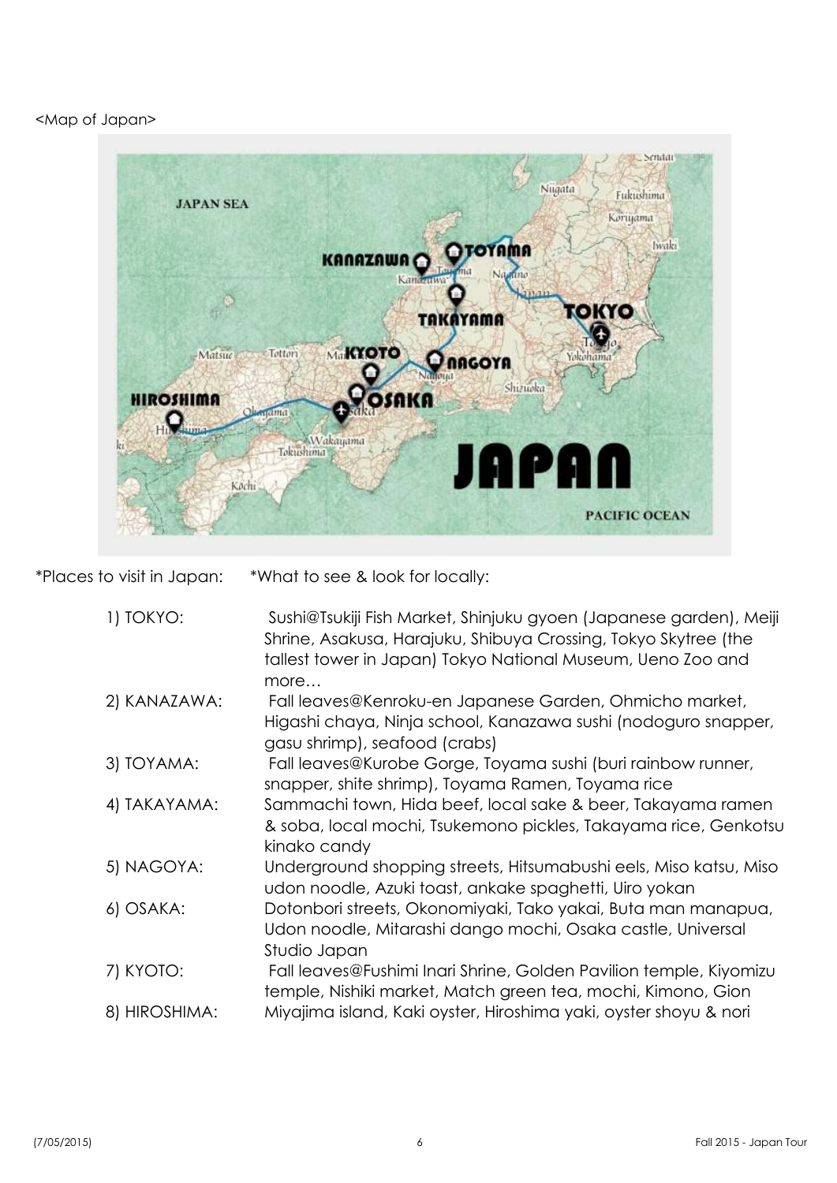<Map of Japan>

*Places to visit in Japan: *What to see & look for locally:

| Place | What to see & look for locally |
|---|---|
| 1) TOKYO: | Sushi@Tsukiji Fish Market, Shinjuku gyoen (Japanese garden), Meiji Shrine, Asakusa, Harajuku, Shibuya Crossing, Tokyo Skytree (the tallest tower in Japan) Tokyo National Museum, Ueno Zoo and more… |
| 2) KANAZAWA: | Fall leaves@Kenroku-en Japanese Garden, Ohmicho market, Higashi chaya, Ninja school, Kanazawa sushi (nodoguro snapper, gasu shrimp), seafood (crabs) |
| 3) TOYAMA: | Fall leaves@Kurobe Gorge, Toyama sushi (buri rainbow runner, snapper, shite shrimp), Toyama Ramen, Toyama rice |
| 4) TAKAYAMA: | Sammachi town, Hida beef, local sake & beer, Takayama ramen & soba, local mochi, Tsukemono pickles, Takayama rice, Genkotsu kinako candy |
| 5) NAGOYA: | Underground shopping streets, Hitsumabushi eels, Miso katsu, Miso udon noodle, Azuki toast, ankake spaghetti, Uiro yokan |
| 6) OSAKA: | Dotonbori streets, Okonomiyaki, Tako yakai, Buta man manapua, Udon noodle, Mitarashi dango mochi, Osaka castle, Universal Studio Japan |
| 7) KYOTO: | Fall leaves@Fushimi Inari Shrine, Golden Pavilion temple, Kiyomizu temple, Nishiki market, Match green tea, mochi, Kimono, Gion |
| 8) HIROSHIMA: | Miyajima island, Kaki oyster, Hiroshima yaki, oyster shoyu & nori |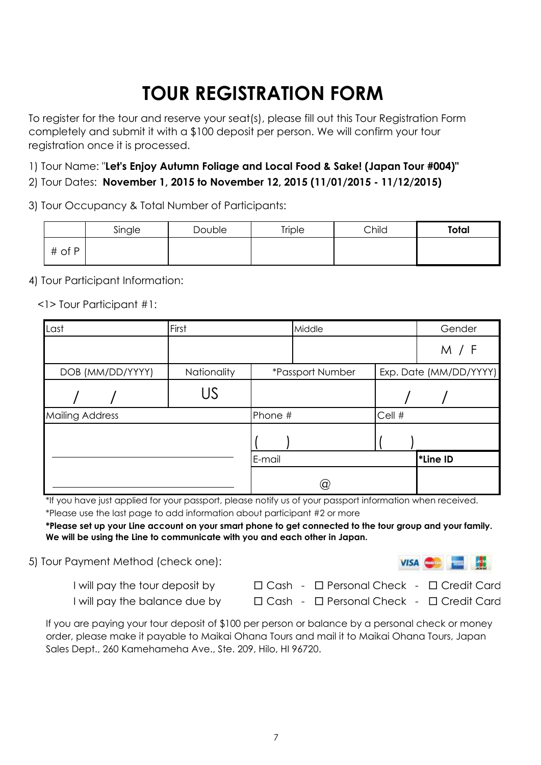# TOUR REGISTRATION FORM

To register for the tour and reserve your seat(s), please fill out this Tour Registration Form completely and submit it with a $100 deposit per person. We will confirm your tour registration once it is processed.

1) Tour Name: "**Let's Enjoy Autumn Foliage and Local Food & Sake! (Japan Tour #004)"**

2) Tour Dates: **November 1, 2015 to November 12, 2015 (11/01/2015 - 11/12/2015)**

3) Tour Occupancy & Total Number of Participants:

| | Single | Double | Triple | Child | **Total** |
|---|---|---|---|---|---|
| # of P | | | | | |

4) Tour Participant Information:

<1> Tour Participant #1:

| Last | First | Middle | Gender |
|---|---|---|---|
| | | | M / F |

| DOB (MM/DD/YYYY) | Nationality | *Passport Number | Exp. Date (MM/DD/YYYY) |
|---|---|---|---|
| / / | US | | / / |

| Mailing Address | Phone # | Cell # | |
|---|---|---|---|
| | ( ) | ( ) | |
| | E-mail | | **\*Line ID** |
| | @ | | |

*If you have just applied for your passport, please notify us of your passport information when received.

*Please use the last page to add information about participant #2 or more

**\*Please set up your Line account on your smart phone to get connected to the tour group and your family. We will be using the Line to communicate with you and each other in Japan.**

5) Tour Payment Method (check one):

I will pay the tour deposit by ☐ Cash - ☐ Personal Check - ☐ Credit Card

I will pay the balance due by ☐ Cash - ☐ Personal Check - ☐ Credit Card

If you are paying your tour deposit of $100 per person or balance by a personal check or money order, please make it payable to Maikai Ohana Tours and mail it to Maikai Ohana Tours, Japan Sales Dept., 260 Kamehameha Ave., Ste. 209, Hilo, HI 96720.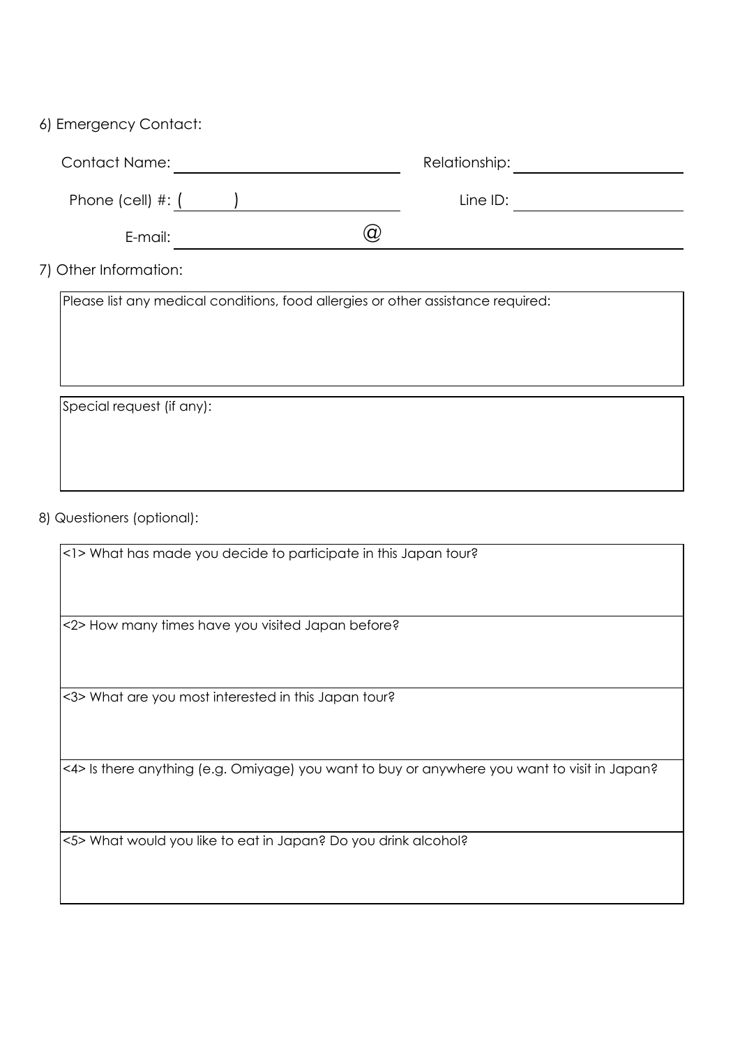6) Emergency Contact:

Contact Name: ______________________ Relationship: ______________________

Phone (cell) #: (      ) ______________________ Line ID: ______________________

E-mail: ______________________ @ ______________________

7) Other Information:

| Please list any medical conditions, food allergies or other assistance required: |
| --- |
| |

| Special request (if any): |
| --- |
| |

8) Questioners (optional):

| <1> What has made you decide to participate in this Japan tour? |
| --- |
| |
| <2> How many times have you visited Japan before? |
| |
| <3> What are you most interested in this Japan tour? |
| |
| <4> Is there anything (e.g. Omiyage) you want to buy or anywhere you want to visit in Japan? |
| |
| <5> What would you like to eat in Japan? Do you drink alcohol? |
| |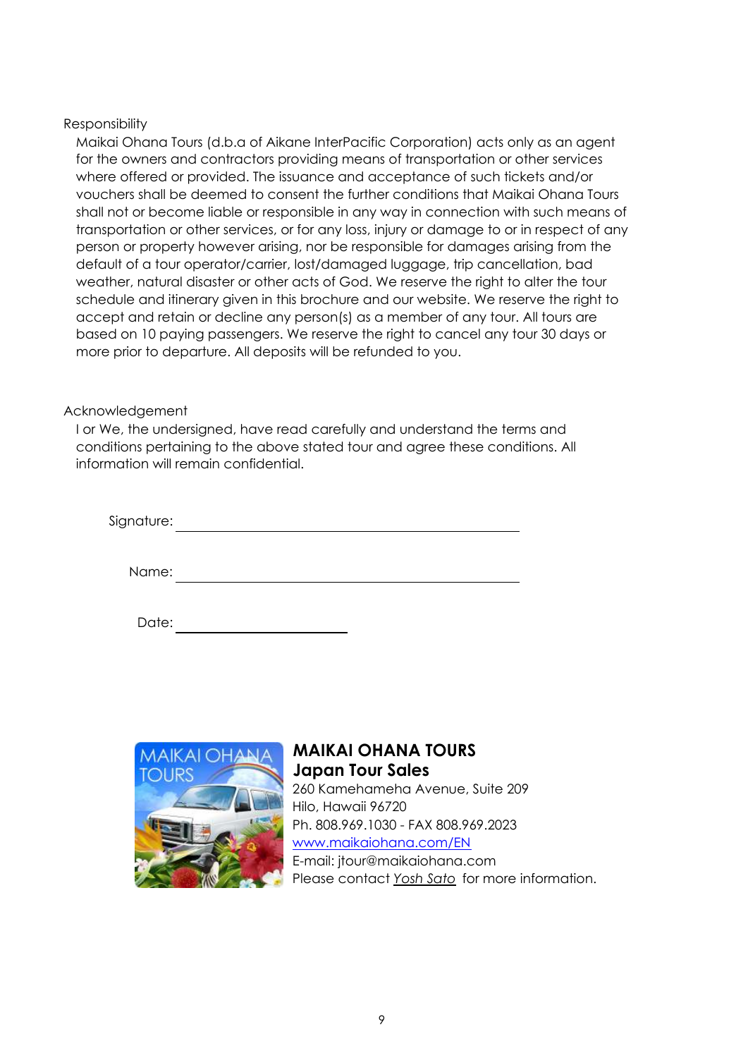Responsibility

Maikai Ohana Tours (d.b.a of Aikane InterPacific Corporation) acts only as an agent for the owners and contractors providing means of transportation or other services where offered or provided. The issuance and acceptance of such tickets and/or vouchers shall be deemed to consent the further conditions that Maikai Ohana Tours shall not or become liable or responsible in any way in connection with such means of transportation or other services, or for any loss, injury or damage to or in respect of any person or property however arising, nor be responsible for damages arising from the default of a tour operator/carrier, lost/damaged luggage, trip cancellation, bad weather, natural disaster or other acts of God. We reserve the right to alter the tour schedule and itinerary given in this brochure and our website. We reserve the right to accept and retain or decline any person(s) as a member of any tour. All tours are based on 10 paying passengers. We reserve the right to cancel any tour 30 days or more prior to departure. All deposits will be refunded to you.

Acknowledgement

I or We, the undersigned, have read carefully and understand the terms and conditions pertaining to the above stated tour and agree these conditions. All information will remain confidential.

Signature: ______________________________

Name: ______________________________

Date: ________________

**MAIKAI OHANA TOURS**
**Japan Tour Sales**
260 Kamehameha Avenue, Suite 209
Hilo, Hawaii 96720
Ph. 808.969.1030 - FAX 808.969.2023
www.maikaiohana.com/EN
E-mail: jtour@maikaiohana.com
Please contact *Yosh Sato* for more information.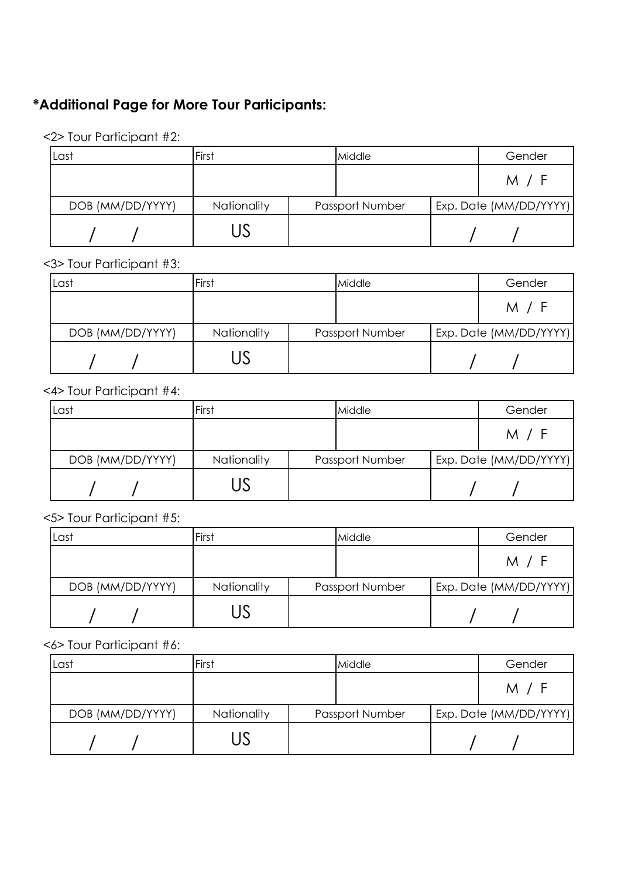**\*Additional Page for More Tour Participants:**

<2> Tour Participant #2:

| Last | First | | Middle | | Gender |
|---|---|---|---|---|---|
| | | | | | M / F |
| DOB (MM/DD/YYYY) | Nationality | Passport Number | | Exp. Date (MM/DD/YYYY) | |
| / / | US | | | / / | |

<3> Tour Participant #3:

| Last | First | | Middle | | Gender |
|---|---|---|---|---|---|
| | | | | | M / F |
| DOB (MM/DD/YYYY) | Nationality | Passport Number | | Exp. Date (MM/DD/YYYY) | |
| / / | US | | | / / | |

<4> Tour Participant #4:

| Last | First | | Middle | | Gender |
|---|---|---|---|---|---|
| | | | | | M / F |
| DOB (MM/DD/YYYY) | Nationality | Passport Number | | Exp. Date (MM/DD/YYYY) | |
| / / | US | | | / / | |

<5> Tour Participant #5:

| Last | First | | Middle | | Gender |
|---|---|---|---|---|---|
| | | | | | M / F |
| DOB (MM/DD/YYYY) | Nationality | Passport Number | | Exp. Date (MM/DD/YYYY) | |
| / / | US | | | / / | |

<6> Tour Participant #6:

| Last | First | | Middle | | Gender |
|---|---|---|---|---|---|
| | | | | | M / F |
| DOB (MM/DD/YYYY) | Nationality | Passport Number | | Exp. Date (MM/DD/YYYY) | |
| / / | US | | | / / | |